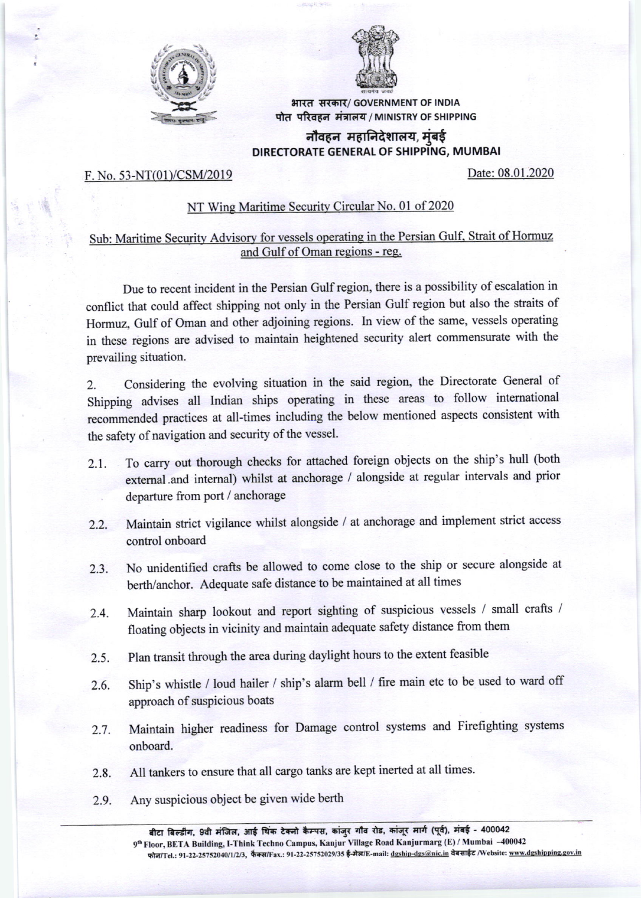भारत सरकार/ GOVERNMENT OF INDIA
पोत परिवहन मंत्रालय / MINISTRY OF SHIPPING

नौवहन महानिदेशालय, मुंबई
**DIRECTORATE GENERAL OF SHIPPING, MUMBAI**

F. No. 53-NT(01)/CSM/2019 Date: 08.01.2020

NT Wing Maritime Security Circular No. 01 of 2020

Sub: Maritime Security Advisory for vessels operating in the Persian Gulf, Strait of Hormuz and Gulf of Oman regions - reg.

Due to recent incident in the Persian Gulf region, there is a possibility of escalation in conflict that could affect shipping not only in the Persian Gulf region but also the straits of Hormuz, Gulf of Oman and other adjoining regions. In view of the same, vessels operating in these regions are advised to maintain heightened security alert commensurate with the prevailing situation.

2. Considering the evolving situation in the said region, the Directorate General of Shipping advises all Indian ships operating in these areas to follow international recommended practices at all-times including the below mentioned aspects consistent with the safety of navigation and security of the vessel.

2.1. To carry out thorough checks for attached foreign objects on the ship's hull (both external .and internal) whilst at anchorage / alongside at regular intervals and prior departure from port / anchorage

2.2. Maintain strict vigilance whilst alongside / at anchorage and implement strict access control onboard

2.3. No unidentified crafts be allowed to come close to the ship or secure alongside at berth/anchor. Adequate safe distance to be maintained at all times

2.4. Maintain sharp lookout and report sighting of suspicious vessels / small crafts / floating objects in vicinity and maintain adequate safety distance from them

2.5. Plan transit through the area during daylight hours to the extent feasible

2.6. Ship's whistle / loud hailer / ship's alarm bell / fire main etc to be used to ward off approach of suspicious boats

2.7. Maintain higher readiness for Damage control systems and Firefighting systems onboard.

2.8. All tankers to ensure that all cargo tanks are kept inerted at all times.

2.9. Any suspicious object be given wide berth

बीटा बिल्डींग, 9वी मंजिल, आई थिंक टेक्नो कैम्पस, कांजुर गाँव रोड, कांजूर मार्ग (पूर्व), मुंबई - 400042
9th Floor, BETA Building, I-Think Techno Campus, Kanjur Village Road Kanjurmarg (E) / Mumbai -400042
फोन/Tel.: 91-22-25752040/1/2/3, फैक्स/Fax.: 91-22-25752029/35 ई-मेल/E-mail: dgship-dgs@nic.in वेबसाईट /Website: www.dgshipping.gov.in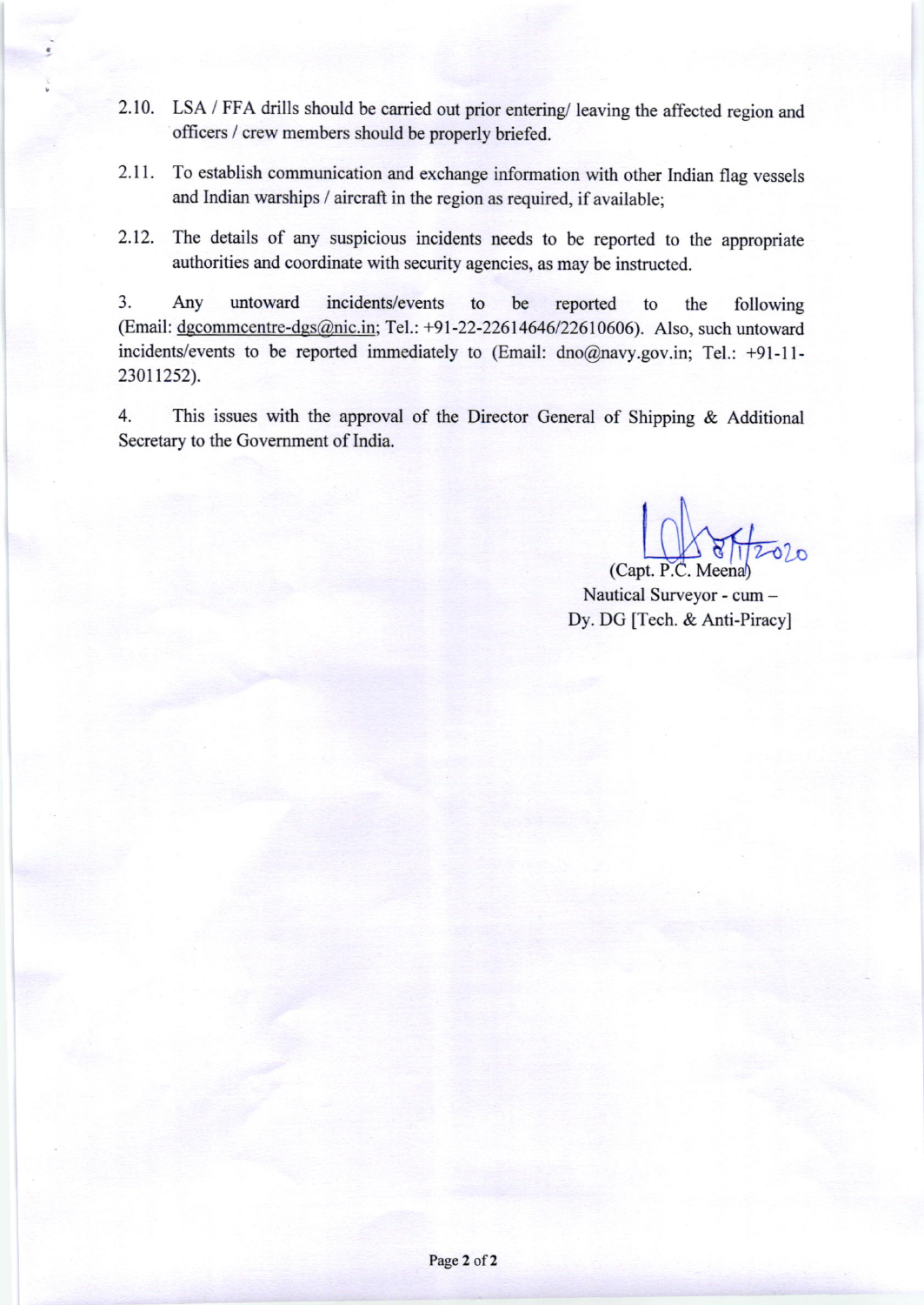2.10. LSA / FFA drills should be carried out prior entering/ leaving the affected region and officers / crew members should be properly briefed.

2.11. To establish communication and exchange information with other Indian flag vessels and Indian warships / aircraft in the region as required, if available;

2.12. The details of any suspicious incidents needs to be reported to the appropriate authorities and coordinate with security agencies, as may be instructed.

3. Any untoward incidents/events to be reported to the following (Email: dgcommcentre-dgs@nic.in; Tel.: +91-22-22614646/22610606). Also, such untoward incidents/events to be reported immediately to (Email: dno@navy.gov.in; Tel.: +91-11-23011252).

4. This issues with the approval of the Director General of Shipping & Additional Secretary to the Government of India.

8/1/2020

(Capt. P.C. Meena)
Nautical Surveyor - cum –
Dy. DG [Tech. & Anti-Piracy]